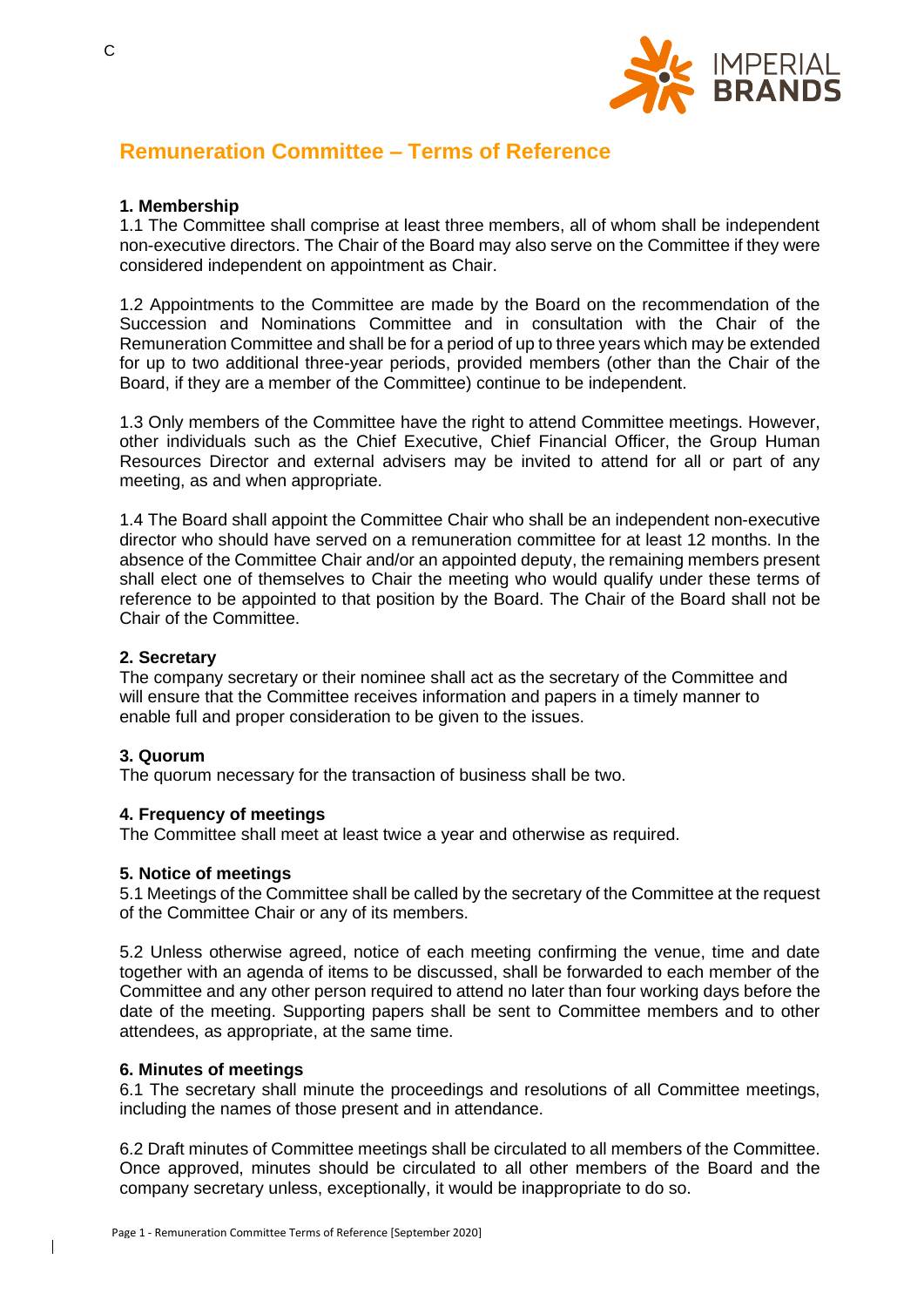# Remuneration Committee – Terms of Reference

### 1. Membership

1.1 The Committee shall comprise at least three members, all of whom shall be independent non-executive directors. The Chair of the Board may also serve on the Committee if they were considered independent on appointment as Chair.

1.2 Appointments to the Committee are made by the Board on the recommendation of the Succession and Nominations Committee and in consultation with the Chair of the Remuneration Committee and shall be for a period of up to three years which may be extended for up to two additional three-year periods, provided members (other than the Chair of the Board, if they are a member of the Committee) continue to be independent.

1.3 Only members of the Committee have the right to attend Committee meetings. However, other individuals such as the Chief Executive, Chief Financial Officer, the Group Human Resources Director and external advisers may be invited to attend for all or part of any meeting, as and when appropriate.

1.4 The Board shall appoint the Committee Chair who shall be an independent non-executive director who should have served on a remuneration committee for at least 12 months. In the absence of the Committee Chair and/or an appointed deputy, the remaining members present shall elect one of themselves to Chair the meeting who would qualify under these terms of reference to be appointed to that position by the Board. The Chair of the Board shall not be Chair of the Committee.

### 2. Secretary

The company secretary or their nominee shall act as the secretary of the Committee and will ensure that the Committee receives information and papers in a timely manner to enable full and proper consideration to be given to the issues.

### 3. Quorum

The quorum necessary for the transaction of business shall be two.

### 4. Frequency of meetings

The Committee shall meet at least twice a year and otherwise as required.

### 5. Notice of meetings

5.1 Meetings of the Committee shall be called by the secretary of the Committee at the request of the Committee Chair or any of its members.

5.2 Unless otherwise agreed, notice of each meeting confirming the venue, time and date together with an agenda of items to be discussed, shall be forwarded to each member of the Committee and any other person required to attend no later than four working days before the date of the meeting. Supporting papers shall be sent to Committee members and to other attendees, as appropriate, at the same time.

### 6. Minutes of meetings

6.1 The secretary shall minute the proceedings and resolutions of all Committee meetings, including the names of those present and in attendance.

6.2 Draft minutes of Committee meetings shall be circulated to all members of the Committee. Once approved, minutes should be circulated to all other members of the Board and the company secretary unless, exceptionally, it would be inappropriate to do so.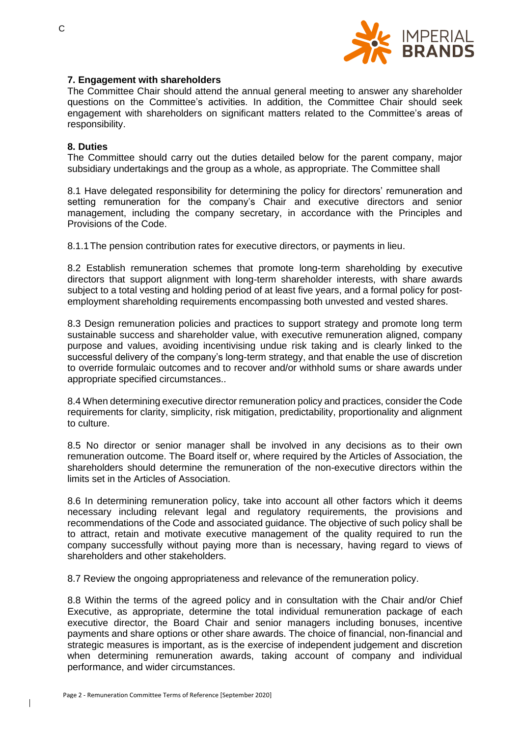### 7. Engagement with shareholders

The Committee Chair should attend the annual general meeting to answer any shareholder questions on the Committee's activities. In addition, the Committee Chair should seek engagement with shareholders on significant matters related to the Committee's areas of responsibility.

### 8. Duties

The Committee should carry out the duties detailed below for the parent company, major subsidiary undertakings and the group as a whole, as appropriate. The Committee shall

8.1 Have delegated responsibility for determining the policy for directors' remuneration and setting remuneration for the company's Chair and executive directors and senior management, including the company secretary, in accordance with the Principles and Provisions of the Code.

8.1.1 The pension contribution rates for executive directors, or payments in lieu.

8.2 Establish remuneration schemes that promote long-term shareholding by executive directors that support alignment with long-term shareholder interests, with share awards subject to a total vesting and holding period of at least five years, and a formal policy for post-employment shareholding requirements encompassing both unvested and vested shares.

8.3 Design remuneration policies and practices to support strategy and promote long term sustainable success and shareholder value, with executive remuneration aligned, company purpose and values, avoiding incentivising undue risk taking and is clearly linked to the successful delivery of the company's long-term strategy, and that enable the use of discretion to override formulaic outcomes and to recover and/or withhold sums or share awards under appropriate specified circumstances..

8.4 When determining executive director remuneration policy and practices, consider the Code requirements for clarity, simplicity, risk mitigation, predictability, proportionality and alignment to culture.

8.5 No director or senior manager shall be involved in any decisions as to their own remuneration outcome. The Board itself or, where required by the Articles of Association, the shareholders should determine the remuneration of the non-executive directors within the limits set in the Articles of Association.

8.6 In determining remuneration policy, take into account all other factors which it deems necessary including relevant legal and regulatory requirements, the provisions and recommendations of the Code and associated guidance. The objective of such policy shall be to attract, retain and motivate executive management of the quality required to run the company successfully without paying more than is necessary, having regard to views of shareholders and other stakeholders.

8.7 Review the ongoing appropriateness and relevance of the remuneration policy.

8.8 Within the terms of the agreed policy and in consultation with the Chair and/or Chief Executive, as appropriate, determine the total individual remuneration package of each executive director, the Board Chair and senior managers including bonuses, incentive payments and share options or other share awards. The choice of financial, non-financial and strategic measures is important, as is the exercise of independent judgement and discretion when determining remuneration awards, taking account of company and individual performance, and wider circumstances.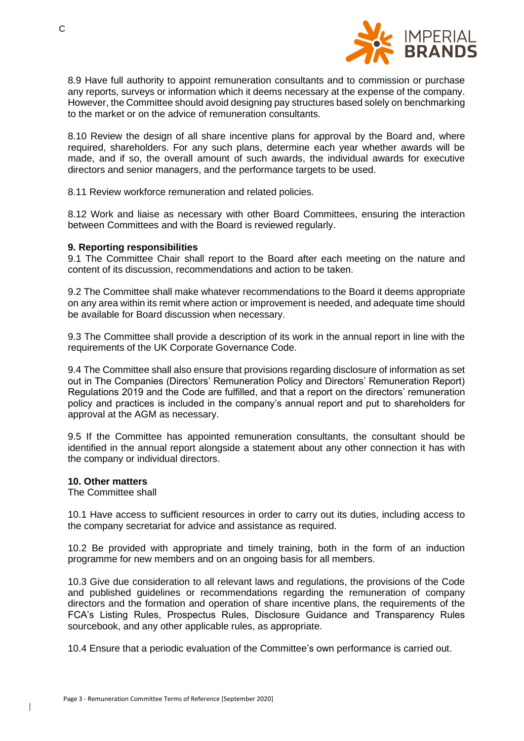8.9 Have full authority to appoint remuneration consultants and to commission or purchase any reports, surveys or information which it deems necessary at the expense of the company. However, the Committee should avoid designing pay structures based solely on benchmarking to the market or on the advice of remuneration consultants.

8.10 Review the design of all share incentive plans for approval by the Board and, where required, shareholders. For any such plans, determine each year whether awards will be made, and if so, the overall amount of such awards, the individual awards for executive directors and senior managers, and the performance targets to be used.

8.11 Review workforce remuneration and related policies.

8.12 Work and liaise as necessary with other Board Committees, ensuring the interaction between Committees and with the Board is reviewed regularly.

**9. Reporting responsibilities**

9.1 The Committee Chair shall report to the Board after each meeting on the nature and content of its discussion, recommendations and action to be taken.

9.2 The Committee shall make whatever recommendations to the Board it deems appropriate on any area within its remit where action or improvement is needed, and adequate time should be available for Board discussion when necessary.

9.3 The Committee shall provide a description of its work in the annual report in line with the requirements of the UK Corporate Governance Code.

9.4 The Committee shall also ensure that provisions regarding disclosure of information as set out in The Companies (Directors' Remuneration Policy and Directors' Remuneration Report) Regulations 2019 and the Code are fulfilled, and that a report on the directors' remuneration policy and practices is included in the company's annual report and put to shareholders for approval at the AGM as necessary.

9.5 If the Committee has appointed remuneration consultants, the consultant should be identified in the annual report alongside a statement about any other connection it has with the company or individual directors.

**10. Other matters**

The Committee shall

10.1 Have access to sufficient resources in order to carry out its duties, including access to the company secretariat for advice and assistance as required.

10.2 Be provided with appropriate and timely training, both in the form of an induction programme for new members and on an ongoing basis for all members.

10.3 Give due consideration to all relevant laws and regulations, the provisions of the Code and published guidelines or recommendations regarding the remuneration of company directors and the formation and operation of share incentive plans, the requirements of the FCA's Listing Rules, Prospectus Rules, Disclosure Guidance and Transparency Rules sourcebook, and any other applicable rules, as appropriate.

10.4 Ensure that a periodic evaluation of the Committee's own performance is carried out.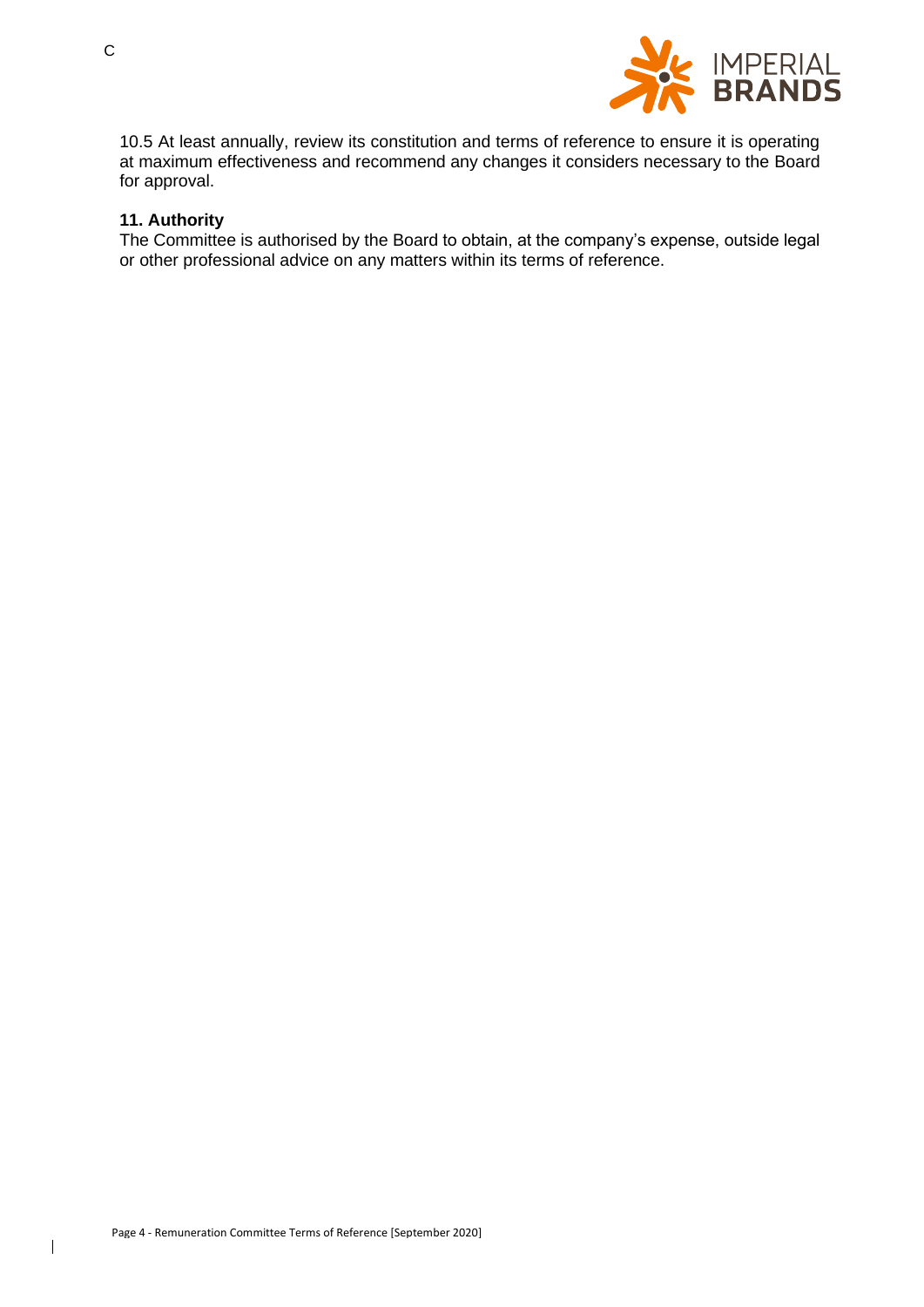10.5 At least annually, review its constitution and terms of reference to ensure it is operating at maximum effectiveness and recommend any changes it considers necessary to the Board for approval.

**11. Authority**

The Committee is authorised by the Board to obtain, at the company's expense, outside legal or other professional advice on any matters within its terms of reference.